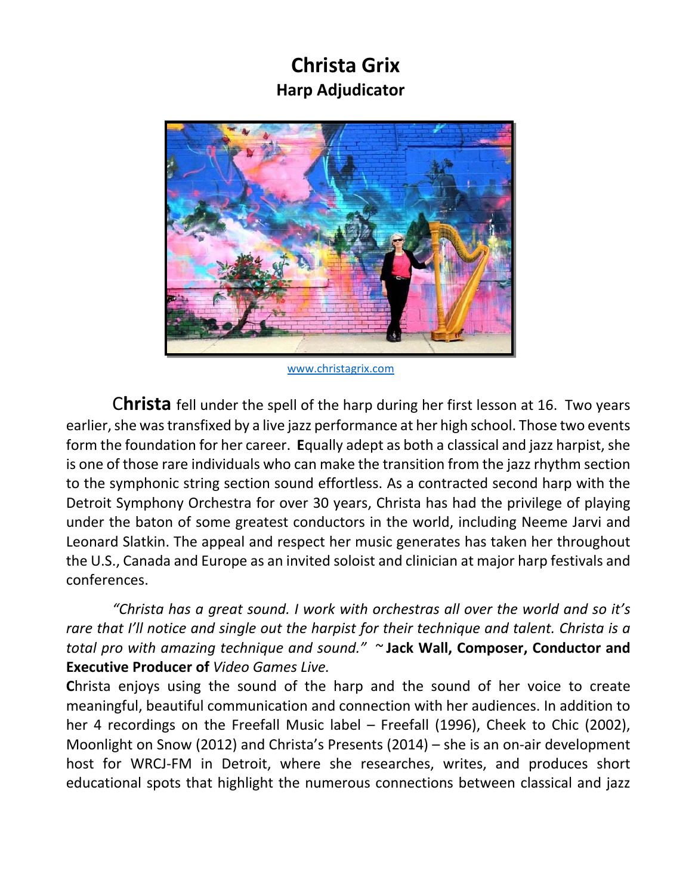# Christa Grix

## Harp Adjudicator

www.christagrix.com

**Christa** fell under the spell of the harp during her first lesson at 16. Two years earlier, she was transfixed by a live jazz performance at her high school. Those two events form the foundation for her career. **E**qually adept as both a classical and jazz harpist, she is one of those rare individuals who can make the transition from the jazz rhythm section to the symphonic string section sound effortless. As a contracted second harp with the Detroit Symphony Orchestra for over 30 years, Christa has had the privilege of playing under the baton of some greatest conductors in the world, including Neeme Jarvi and Leonard Slatkin. The appeal and respect her music generates has taken her throughout the U.S., Canada and Europe as an invited soloist and clinician at major harp festivals and conferences.

*"Christa has a great sound. I work with orchestras all over the world and so it's rare that I'll notice and single out the harpist for their technique and talent. Christa is a total pro with amazing technique and sound."* ~ **Jack Wall, Composer, Conductor and Executive Producer of** *Video Games Live.*

**C**hrista enjoys using the sound of the harp and the sound of her voice to create meaningful, beautiful communication and connection with her audiences. In addition to her 4 recordings on the Freefall Music label – Freefall (1996), Cheek to Chic (2002), Moonlight on Snow (2012) and Christa's Presents (2014) – she is an on-air development host for WRCJ-FM in Detroit, where she researches, writes, and produces short educational spots that highlight the numerous connections between classical and jazz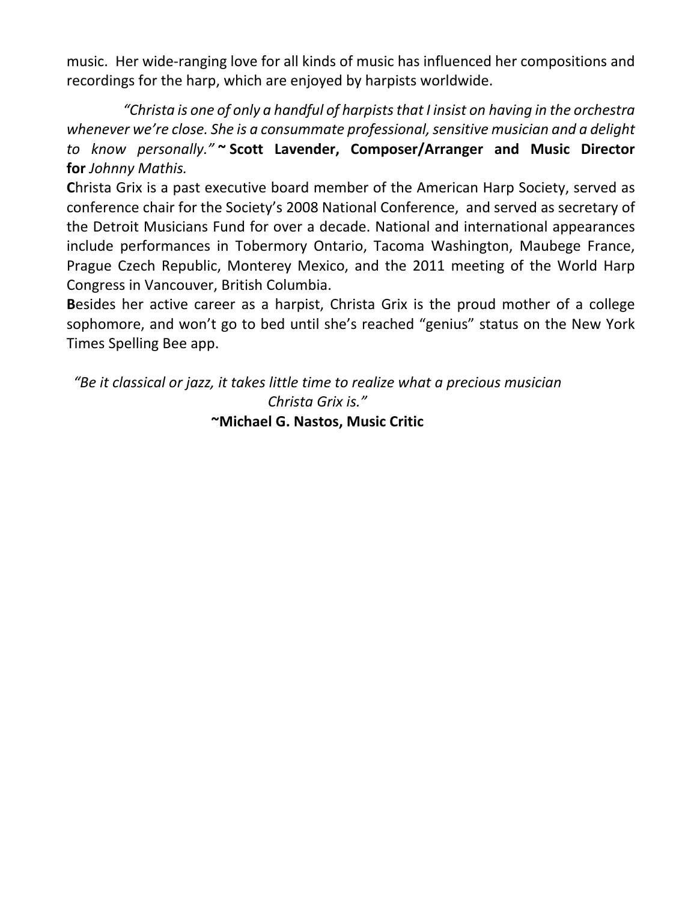music. Her wide-ranging love for all kinds of music has influenced her compositions and recordings for the harp, which are enjoyed by harpists worldwide.

*"Christa is one of only a handful of harpists that I insist on having in the orchestra whenever we're close. She is a consummate professional, sensitive musician and a delight to know personally."* **~ Scott Lavender, Composer/Arranger and Music Director for** *Johnny Mathis.*

**C**hrista Grix is a past executive board member of the American Harp Society, served as conference chair for the Society's 2008 National Conference, and served as secretary of the Detroit Musicians Fund for over a decade. National and international appearances include performances in Tobermory Ontario, Tacoma Washington, Maubege France, Prague Czech Republic, Monterey Mexico, and the 2011 meeting of the World Harp Congress in Vancouver, British Columbia.

**B**esides her active career as a harpist, Christa Grix is the proud mother of a college sophomore, and won't go to bed until she's reached "genius" status on the New York Times Spelling Bee app.

*"Be it classical or jazz, it takes little time to realize what a precious musician Christa Grix is."*

**~Michael G. Nastos, Music Critic**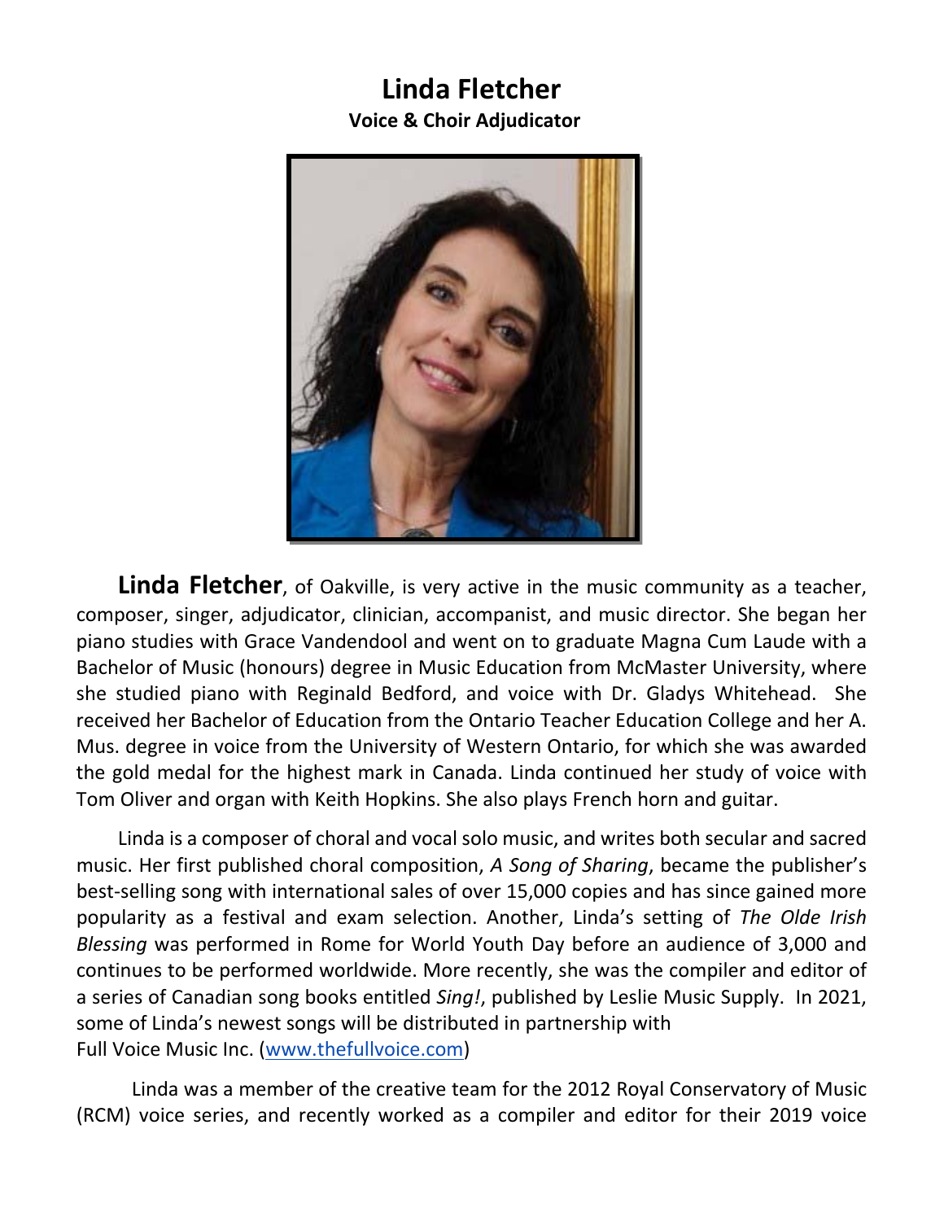# Linda Fletcher

**Voice & Choir Adjudicator**

**Linda Fletcher**, of Oakville, is very active in the music community as a teacher, composer, singer, adjudicator, clinician, accompanist, and music director. She began her piano studies with Grace Vandendool and went on to graduate Magna Cum Laude with a Bachelor of Music (honours) degree in Music Education from McMaster University, where she studied piano with Reginald Bedford, and voice with Dr. Gladys Whitehead. She received her Bachelor of Education from the Ontario Teacher Education College and her A. Mus. degree in voice from the University of Western Ontario, for which she was awarded the gold medal for the highest mark in Canada. Linda continued her study of voice with Tom Oliver and organ with Keith Hopkins. She also plays French horn and guitar.

Linda is a composer of choral and vocal solo music, and writes both secular and sacred music. Her first published choral composition, *A Song of Sharing*, became the publisher's best-selling song with international sales of over 15,000 copies and has since gained more popularity as a festival and exam selection. Another, Linda's setting of *The Olde Irish Blessing* was performed in Rome for World Youth Day before an audience of 3,000 and continues to be performed worldwide. More recently, she was the compiler and editor of a series of Canadian song books entitled *Sing!*, published by Leslie Music Supply. In 2021, some of Linda's newest songs will be distributed in partnership with Full Voice Music Inc. (www.thefullvoice.com)

Linda was a member of the creative team for the 2012 Royal Conservatory of Music (RCM) voice series, and recently worked as a compiler and editor for their 2019 voice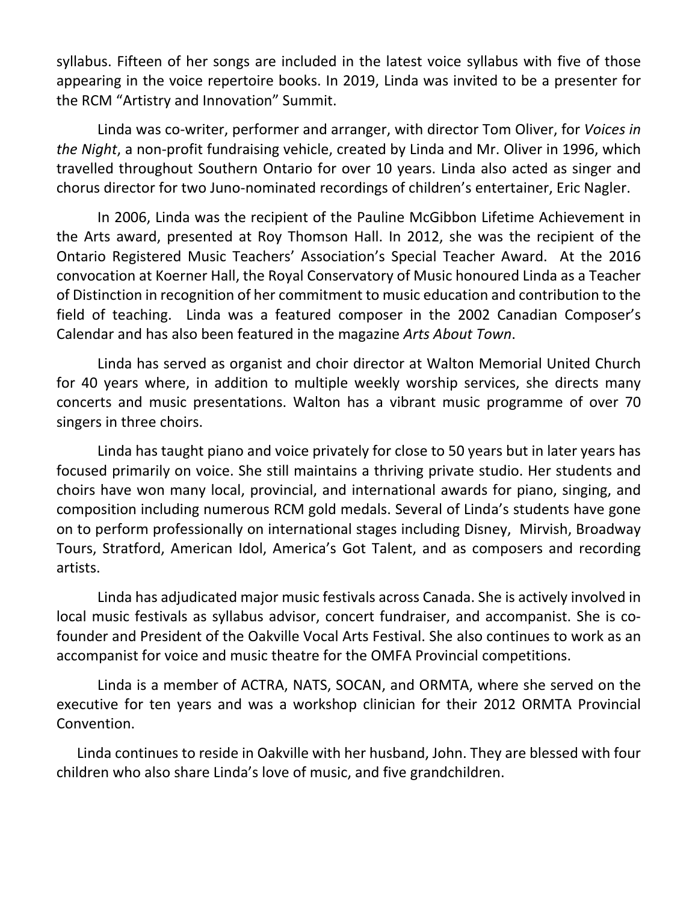syllabus. Fifteen of her songs are included in the latest voice syllabus with five of those appearing in the voice repertoire books. In 2019, Linda was invited to be a presenter for the RCM "Artistry and Innovation" Summit.

Linda was co-writer, performer and arranger, with director Tom Oliver, for *Voices in the Night*, a non-profit fundraising vehicle, created by Linda and Mr. Oliver in 1996, which travelled throughout Southern Ontario for over 10 years. Linda also acted as singer and chorus director for two Juno-nominated recordings of children's entertainer, Eric Nagler.

In 2006, Linda was the recipient of the Pauline McGibbon Lifetime Achievement in the Arts award, presented at Roy Thomson Hall. In 2012, she was the recipient of the Ontario Registered Music Teachers' Association's Special Teacher Award. At the 2016 convocation at Koerner Hall, the Royal Conservatory of Music honoured Linda as a Teacher of Distinction in recognition of her commitment to music education and contribution to the field of teaching. Linda was a featured composer in the 2002 Canadian Composer's Calendar and has also been featured in the magazine *Arts About Town*.

Linda has served as organist and choir director at Walton Memorial United Church for 40 years where, in addition to multiple weekly worship services, she directs many concerts and music presentations. Walton has a vibrant music programme of over 70 singers in three choirs.

Linda has taught piano and voice privately for close to 50 years but in later years has focused primarily on voice. She still maintains a thriving private studio. Her students and choirs have won many local, provincial, and international awards for piano, singing, and composition including numerous RCM gold medals. Several of Linda's students have gone on to perform professionally on international stages including Disney, Mirvish, Broadway Tours, Stratford, American Idol, America's Got Talent, and as composers and recording artists.

Linda has adjudicated major music festivals across Canada. She is actively involved in local music festivals as syllabus advisor, concert fundraiser, and accompanist. She is co-founder and President of the Oakville Vocal Arts Festival. She also continues to work as an accompanist for voice and music theatre for the OMFA Provincial competitions.

Linda is a member of ACTRA, NATS, SOCAN, and ORMTA, where she served on the executive for ten years and was a workshop clinician for their 2012 ORMTA Provincial Convention.

Linda continues to reside in Oakville with her husband, John. They are blessed with four children who also share Linda's love of music, and five grandchildren.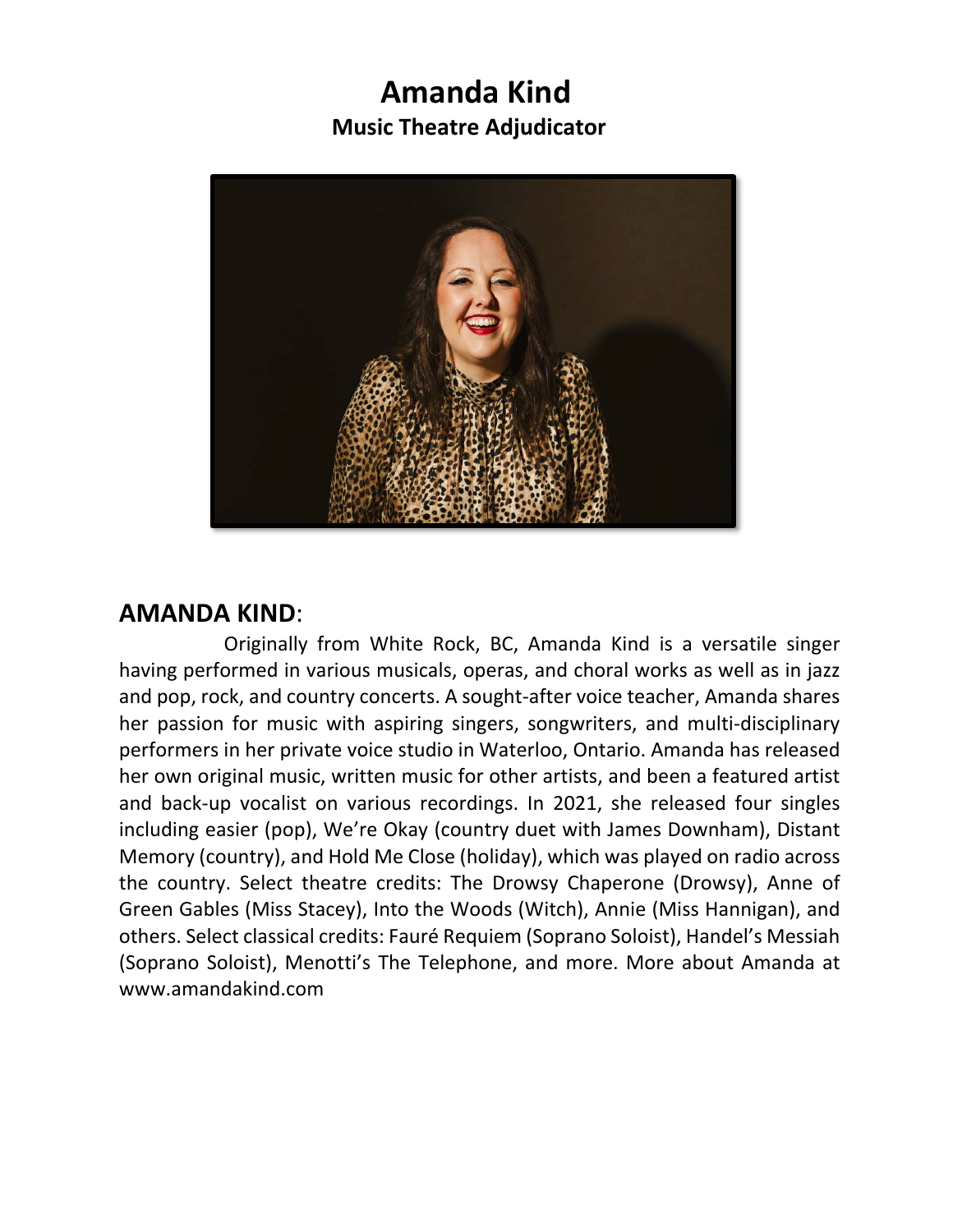# Amanda Kind

### Music Theatre Adjudicator

## AMANDA KIND:

Originally from White Rock, BC, Amanda Kind is a versatile singer having performed in various musicals, operas, and choral works as well as in jazz and pop, rock, and country concerts. A sought-after voice teacher, Amanda shares her passion for music with aspiring singers, songwriters, and multi-disciplinary performers in her private voice studio in Waterloo, Ontario. Amanda has released her own original music, written music for other artists, and been a featured artist and back-up vocalist on various recordings. In 2021, she released four singles including easier (pop), We're Okay (country duet with James Downham), Distant Memory (country), and Hold Me Close (holiday), which was played on radio across the country. Select theatre credits: The Drowsy Chaperone (Drowsy), Anne of Green Gables (Miss Stacey), Into the Woods (Witch), Annie (Miss Hannigan), and others. Select classical credits: Fauré Requiem (Soprano Soloist), Handel's Messiah (Soprano Soloist), Menotti's The Telephone, and more. More about Amanda at www.amandakind.com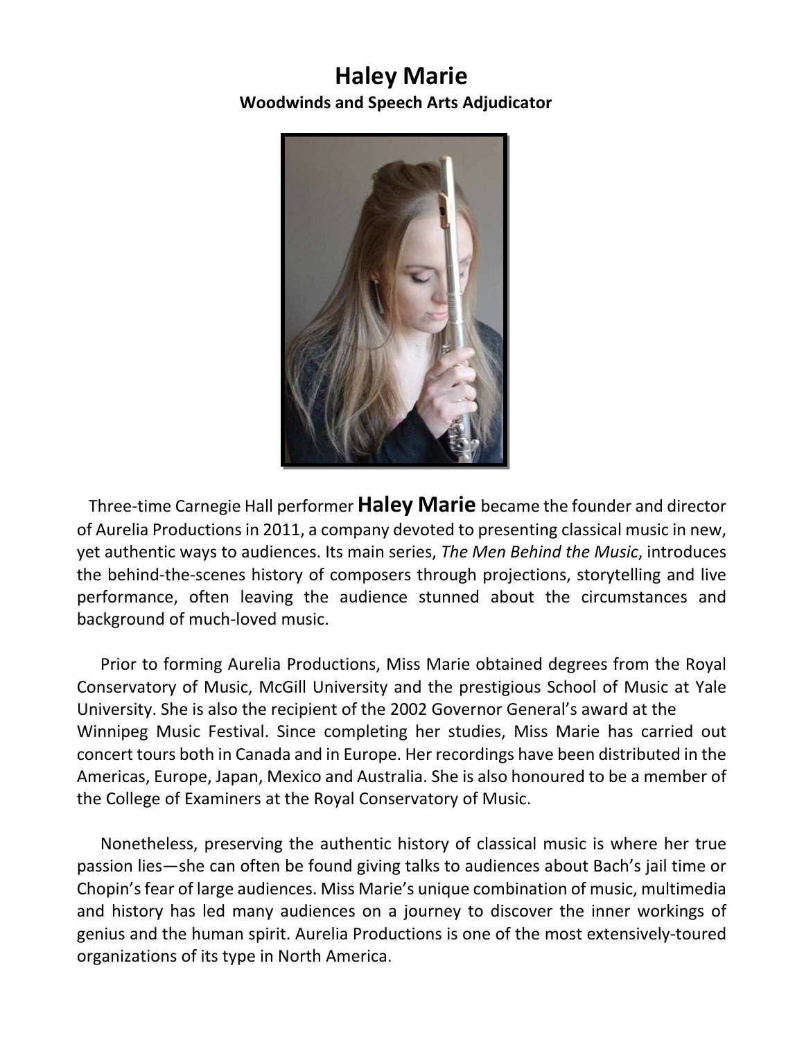# Haley Marie

**Woodwinds and Speech Arts Adjudicator**

Three-time Carnegie Hall performer **Haley Marie** became the founder and director of Aurelia Productions in 2011, a company devoted to presenting classical music in new, yet authentic ways to audiences. Its main series, *The Men Behind the Music*, introduces the behind-the-scenes history of composers through projections, storytelling and live performance, often leaving the audience stunned about the circumstances and background of much-loved music.

Prior to forming Aurelia Productions, Miss Marie obtained degrees from the Royal Conservatory of Music, McGill University and the prestigious School of Music at Yale University. She is also the recipient of the 2002 Governor General's award at the Winnipeg Music Festival. Since completing her studies, Miss Marie has carried out concert tours both in Canada and in Europe. Her recordings have been distributed in the Americas, Europe, Japan, Mexico and Australia. She is also honoured to be a member of the College of Examiners at the Royal Conservatory of Music.

Nonetheless, preserving the authentic history of classical music is where her true passion lies—she can often be found giving talks to audiences about Bach's jail time or Chopin's fear of large audiences. Miss Marie's unique combination of music, multimedia and history has led many audiences on a journey to discover the inner workings of genius and the human spirit. Aurelia Productions is one of the most extensively-toured organizations of its type in North America.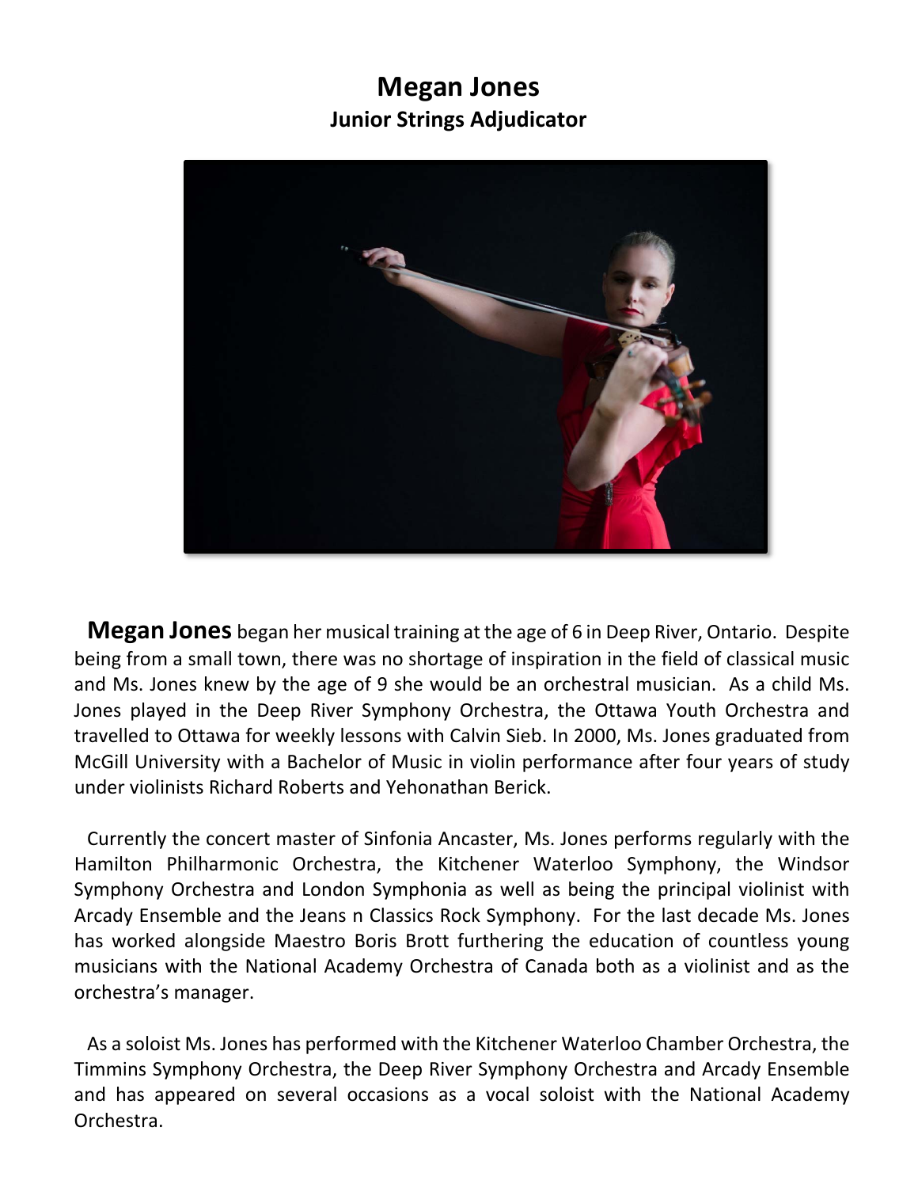# Megan Jones

## Junior Strings Adjudicator

**Megan Jones** began her musical training at the age of 6 in Deep River, Ontario. Despite being from a small town, there was no shortage of inspiration in the field of classical music and Ms. Jones knew by the age of 9 she would be an orchestral musician. As a child Ms. Jones played in the Deep River Symphony Orchestra, the Ottawa Youth Orchestra and travelled to Ottawa for weekly lessons with Calvin Sieb. In 2000, Ms. Jones graduated from McGill University with a Bachelor of Music in violin performance after four years of study under violinists Richard Roberts and Yehonathan Berick.

Currently the concert master of Sinfonia Ancaster, Ms. Jones performs regularly with the Hamilton Philharmonic Orchestra, the Kitchener Waterloo Symphony, the Windsor Symphony Orchestra and London Symphonia as well as being the principal violinist with Arcady Ensemble and the Jeans n Classics Rock Symphony. For the last decade Ms. Jones has worked alongside Maestro Boris Brott furthering the education of countless young musicians with the National Academy Orchestra of Canada both as a violinist and as the orchestra's manager.

As a soloist Ms. Jones has performed with the Kitchener Waterloo Chamber Orchestra, the Timmins Symphony Orchestra, the Deep River Symphony Orchestra and Arcady Ensemble and has appeared on several occasions as a vocal soloist with the National Academy Orchestra.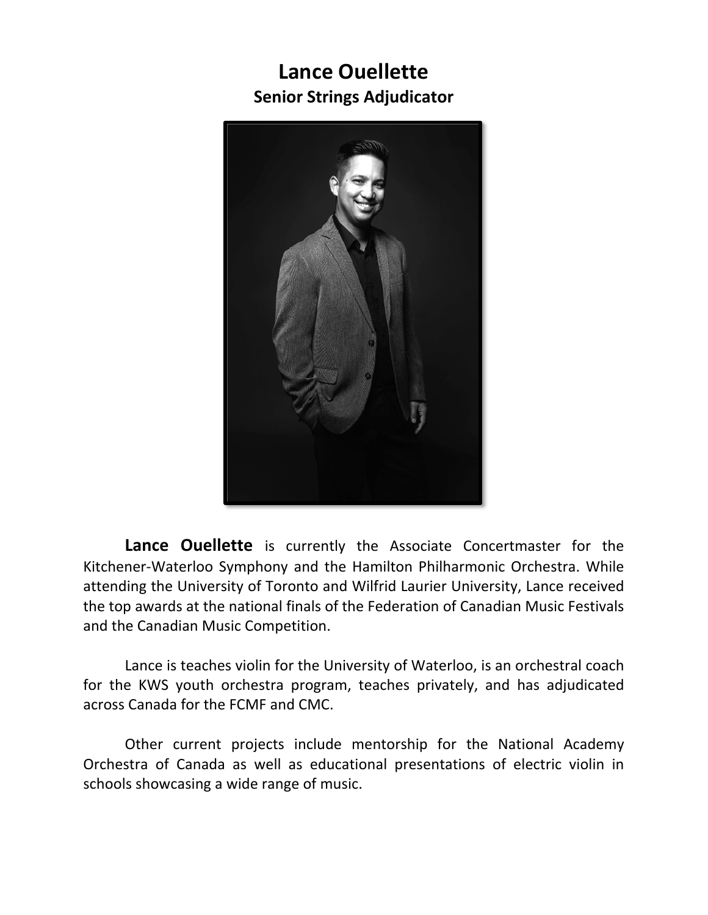# Lance Ouellette

## Senior Strings Adjudicator

**Lance Ouellette** is currently the Associate Concertmaster for the Kitchener-Waterloo Symphony and the Hamilton Philharmonic Orchestra. While attending the University of Toronto and Wilfrid Laurier University, Lance received the top awards at the national finals of the Federation of Canadian Music Festivals and the Canadian Music Competition.

Lance is teaches violin for the University of Waterloo, is an orchestral coach for the KWS youth orchestra program, teaches privately, and has adjudicated across Canada for the FCMF and CMC.

Other current projects include mentorship for the National Academy Orchestra of Canada as well as educational presentations of electric violin in schools showcasing a wide range of music.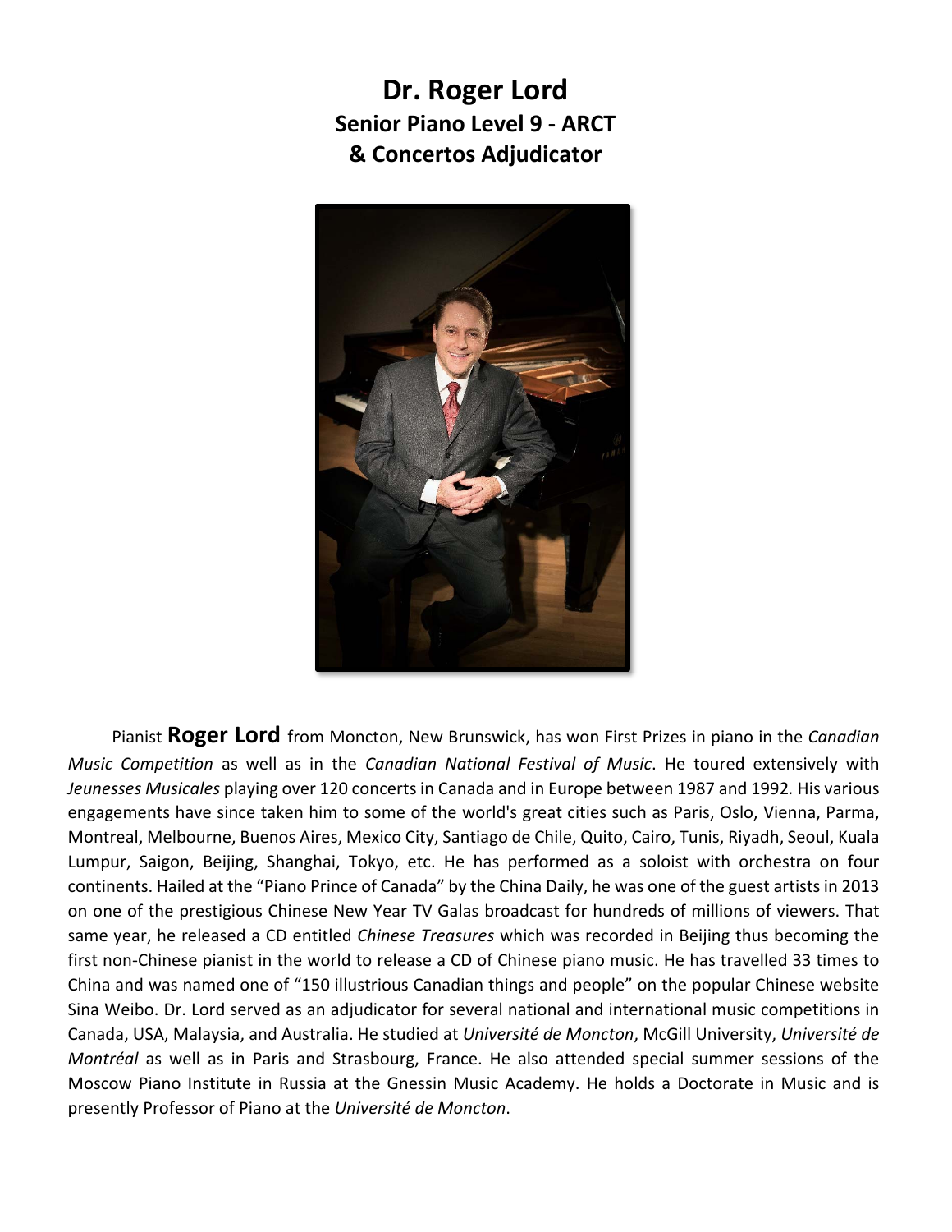# Dr. Roger Lord
## Senior Piano Level 9 - ARCT
## & Concertos Adjudicator

Pianist **Roger Lord** from Moncton, New Brunswick, has won First Prizes in piano in the *Canadian Music Competition* as well as in the *Canadian National Festival of Music*. He toured extensively with *Jeunesses Musicales* playing over 120 concerts in Canada and in Europe between 1987 and 1992. His various engagements have since taken him to some of the world's great cities such as Paris, Oslo, Vienna, Parma, Montreal, Melbourne, Buenos Aires, Mexico City, Santiago de Chile, Quito, Cairo, Tunis, Riyadh, Seoul, Kuala Lumpur, Saigon, Beijing, Shanghai, Tokyo, etc. He has performed as a soloist with orchestra on four continents. Hailed at the "Piano Prince of Canada" by the China Daily, he was one of the guest artists in 2013 on one of the prestigious Chinese New Year TV Galas broadcast for hundreds of millions of viewers. That same year, he released a CD entitled *Chinese Treasures* which was recorded in Beijing thus becoming the first non-Chinese pianist in the world to release a CD of Chinese piano music. He has travelled 33 times to China and was named one of "150 illustrious Canadian things and people" on the popular Chinese website Sina Weibo. Dr. Lord served as an adjudicator for several national and international music competitions in Canada, USA, Malaysia, and Australia. He studied at *Université de Moncton*, McGill University, *Université de Montréal* as well as in Paris and Strasbourg, France. He also attended special summer sessions of the Moscow Piano Institute in Russia at the Gnessin Music Academy. He holds a Doctorate in Music and is presently Professor of Piano at the *Université de Moncton*.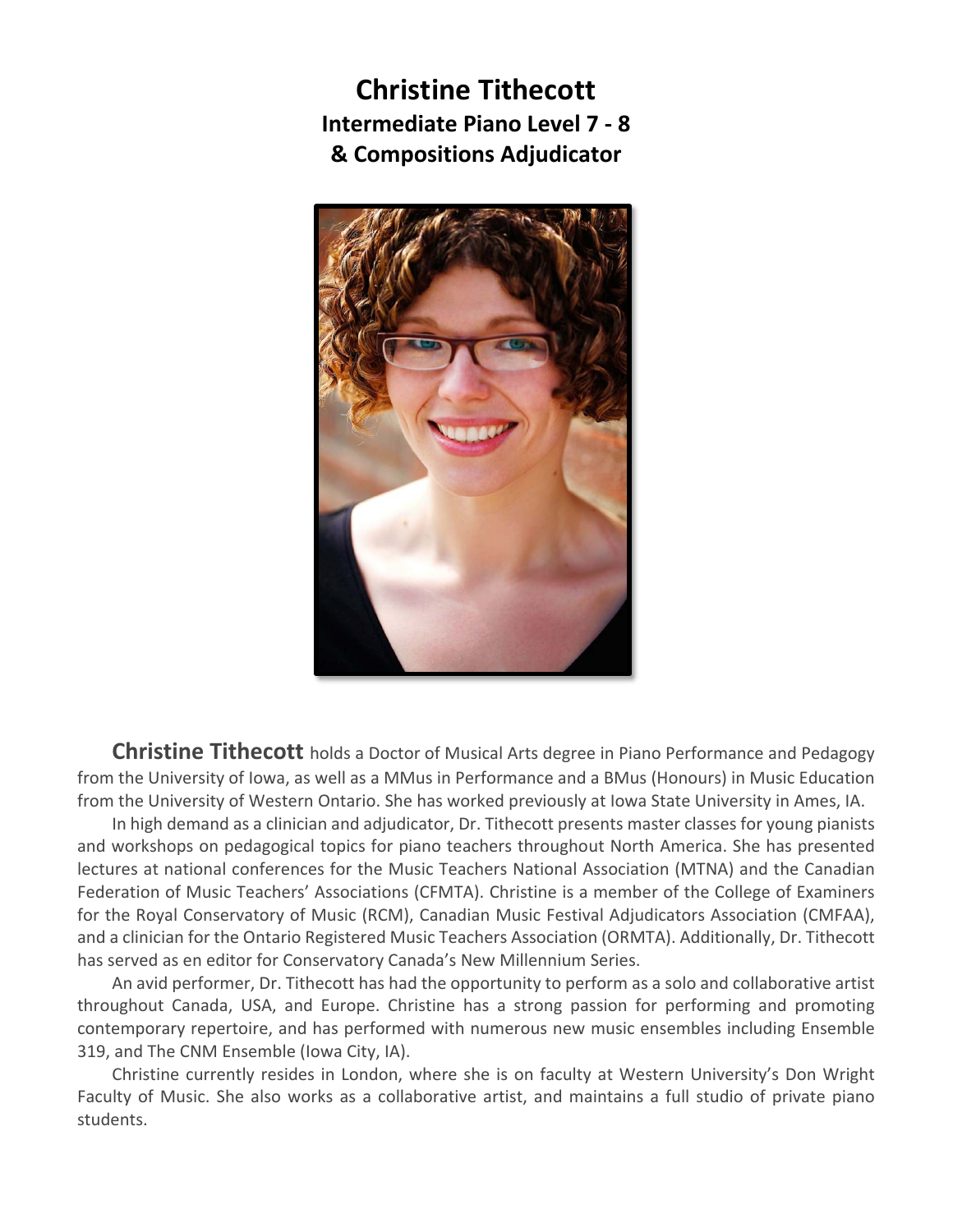# Christine Tithecott

## Intermediate Piano Level 7 - 8
## & Compositions Adjudicator

**Christine Tithecott** holds a Doctor of Musical Arts degree in Piano Performance and Pedagogy from the University of Iowa, as well as a MMus in Performance and a BMus (Honours) in Music Education from the University of Western Ontario. She has worked previously at Iowa State University in Ames, IA.

In high demand as a clinician and adjudicator, Dr. Tithecott presents master classes for young pianists and workshops on pedagogical topics for piano teachers throughout North America. She has presented lectures at national conferences for the Music Teachers National Association (MTNA) and the Canadian Federation of Music Teachers' Associations (CFMTA). Christine is a member of the College of Examiners for the Royal Conservatory of Music (RCM), Canadian Music Festival Adjudicators Association (CMFAA), and a clinician for the Ontario Registered Music Teachers Association (ORMTA). Additionally, Dr. Tithecott has served as en editor for Conservatory Canada's New Millennium Series.

An avid performer, Dr. Tithecott has had the opportunity to perform as a solo and collaborative artist throughout Canada, USA, and Europe. Christine has a strong passion for performing and promoting contemporary repertoire, and has performed with numerous new music ensembles including Ensemble 319, and The CNM Ensemble (Iowa City, IA).

Christine currently resides in London, where she is on faculty at Western University's Don Wright Faculty of Music. She also works as a collaborative artist, and maintains a full studio of private piano students.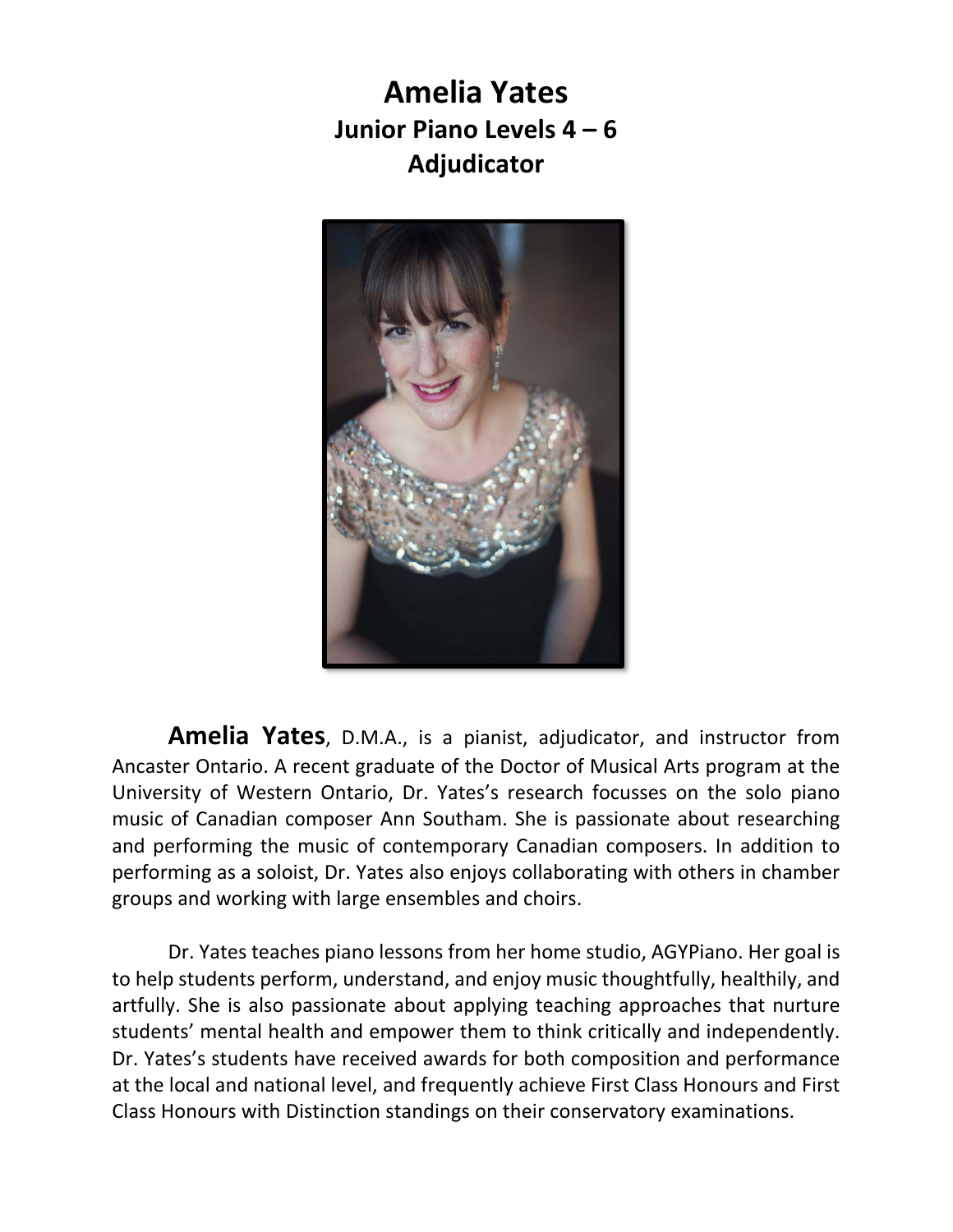# Amelia Yates

## Junior Piano Levels 4 – 6

## Adjudicator

**Amelia Yates**, D.M.A., is a pianist, adjudicator, and instructor from Ancaster Ontario. A recent graduate of the Doctor of Musical Arts program at the University of Western Ontario, Dr. Yates's research focusses on the solo piano music of Canadian composer Ann Southam. She is passionate about researching and performing the music of contemporary Canadian composers. In addition to performing as a soloist, Dr. Yates also enjoys collaborating with others in chamber groups and working with large ensembles and choirs.

Dr. Yates teaches piano lessons from her home studio, AGYPiano. Her goal is to help students perform, understand, and enjoy music thoughtfully, healthily, and artfully. She is also passionate about applying teaching approaches that nurture students' mental health and empower them to think critically and independently. Dr. Yates's students have received awards for both composition and performance at the local and national level, and frequently achieve First Class Honours and First Class Honours with Distinction standings on their conservatory examinations.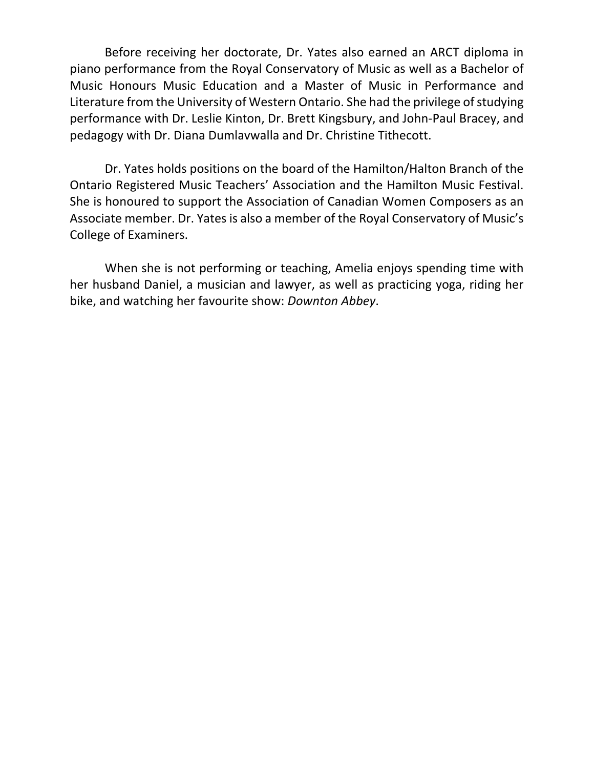Before receiving her doctorate, Dr. Yates also earned an ARCT diploma in piano performance from the Royal Conservatory of Music as well as a Bachelor of Music Honours Music Education and a Master of Music in Performance and Literature from the University of Western Ontario. She had the privilege of studying performance with Dr. Leslie Kinton, Dr. Brett Kingsbury, and John-Paul Bracey, and pedagogy with Dr. Diana Dumlavwalla and Dr. Christine Tithecott.

Dr. Yates holds positions on the board of the Hamilton/Halton Branch of the Ontario Registered Music Teachers' Association and the Hamilton Music Festival. She is honoured to support the Association of Canadian Women Composers as an Associate member. Dr. Yates is also a member of the Royal Conservatory of Music's College of Examiners.

When she is not performing or teaching, Amelia enjoys spending time with her husband Daniel, a musician and lawyer, as well as practicing yoga, riding her bike, and watching her favourite show: *Downton Abbey*.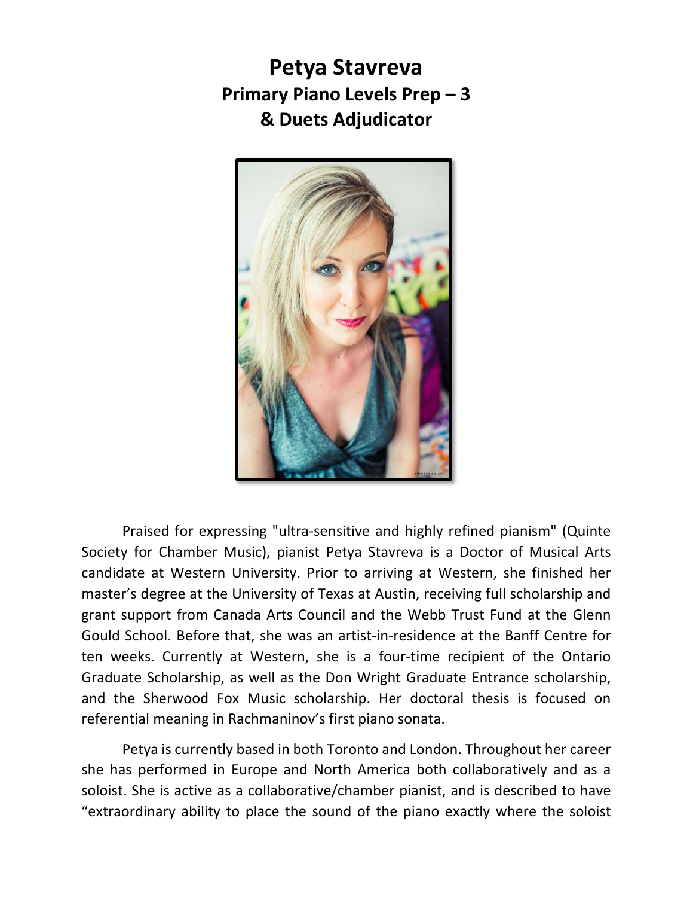# Petya Stavreva
## Primary Piano Levels Prep – 3
## & Duets Adjudicator

Praised for expressing "ultra-sensitive and highly refined pianism" (Quinte Society for Chamber Music), pianist Petya Stavreva is a Doctor of Musical Arts candidate at Western University. Prior to arriving at Western, she finished her master's degree at the University of Texas at Austin, receiving full scholarship and grant support from Canada Arts Council and the Webb Trust Fund at the Glenn Gould School. Before that, she was an artist-in-residence at the Banff Centre for ten weeks. Currently at Western, she is a four-time recipient of the Ontario Graduate Scholarship, as well as the Don Wright Graduate Entrance scholarship, and the Sherwood Fox Music scholarship. Her doctoral thesis is focused on referential meaning in Rachmaninov's first piano sonata.

Petya is currently based in both Toronto and London. Throughout her career she has performed in Europe and North America both collaboratively and as a soloist. She is active as a collaborative/chamber pianist, and is described to have "extraordinary ability to place the sound of the piano exactly where the soloist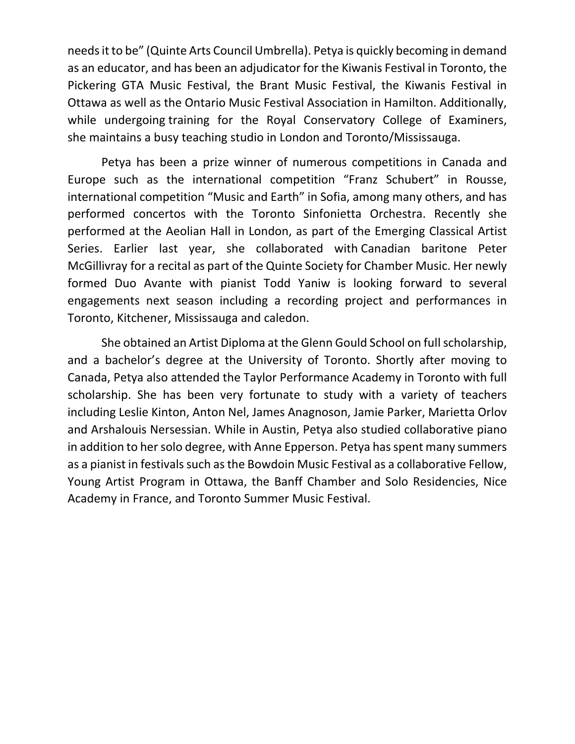needs it to be" (Quinte Arts Council Umbrella). Petya is quickly becoming in demand as an educator, and has been an adjudicator for the Kiwanis Festival in Toronto, the Pickering GTA Music Festival, the Brant Music Festival, the Kiwanis Festival in Ottawa as well as the Ontario Music Festival Association in Hamilton. Additionally, while undergoing training for the Royal Conservatory College of Examiners, she maintains a busy teaching studio in London and Toronto/Mississauga.

Petya has been a prize winner of numerous competitions in Canada and Europe such as the international competition "Franz Schubert" in Rousse, international competition "Music and Earth" in Sofia, among many others, and has performed concertos with the Toronto Sinfonietta Orchestra. Recently she performed at the Aeolian Hall in London, as part of the Emerging Classical Artist Series. Earlier last year, she collaborated with Canadian baritone Peter McGillivray for a recital as part of the Quinte Society for Chamber Music. Her newly formed Duo Avante with pianist Todd Yaniw is looking forward to several engagements next season including a recording project and performances in Toronto, Kitchener, Mississauga and caledon.

She obtained an Artist Diploma at the Glenn Gould School on full scholarship, and a bachelor's degree at the University of Toronto. Shortly after moving to Canada, Petya also attended the Taylor Performance Academy in Toronto with full scholarship. She has been very fortunate to study with a variety of teachers including Leslie Kinton, Anton Nel, James Anagnoson, Jamie Parker, Marietta Orlov and Arshalouis Nersessian. While in Austin, Petya also studied collaborative piano in addition to her solo degree, with Anne Epperson. Petya has spent many summers as a pianist in festivals such as the Bowdoin Music Festival as a collaborative Fellow, Young Artist Program in Ottawa, the Banff Chamber and Solo Residencies, Nice Academy in France, and Toronto Summer Music Festival.